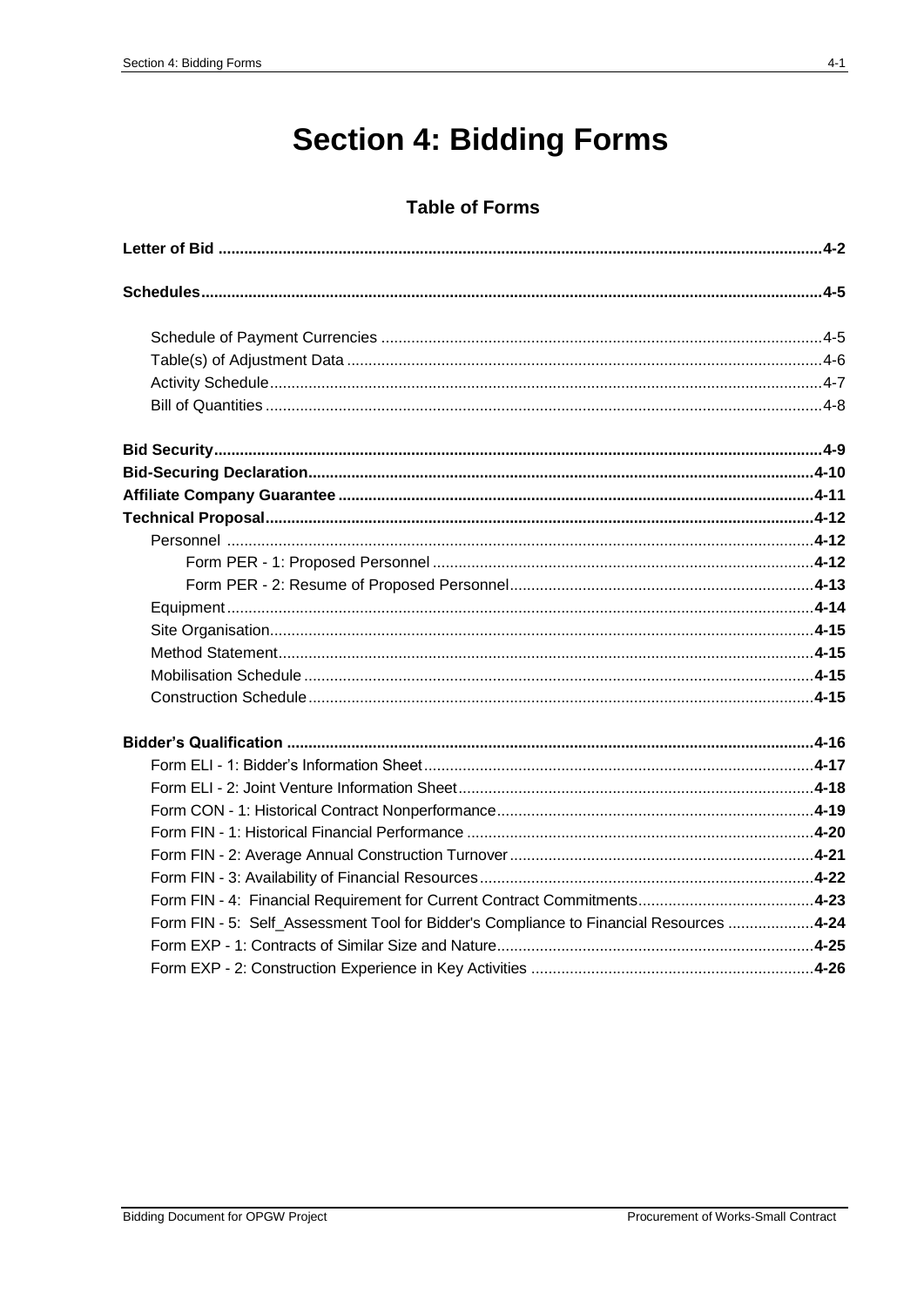# Section 4: Bidding Forms

## Table of Forms

**Letter of Bid ...................................................................................................................................4-2**

**Schedules.........................................................................................................................................4-5**

- Schedule of Payment Currencies ......................................................................................................4-5
- Table(s) of Adjustment Data .............................................................................................................4-6
- Activity Schedule...............................................................................................................................4-7
- Bill of Quantities ................................................................................................................................4-8

**Bid Security.....................................................................................................................................4-9**
**Bid-Securing Declaration..............................................................................................................4-10**
**Affiliate Company Guarantee .......................................................................................................4-11**
**Technical Proposal........................................................................................................................4-12**

- Personnel .......................................................................................................................................**4-12**
  - Form PER - 1: Proposed Personnel .......................................................................................**4-12**
  - Form PER - 2: Resume of Proposed Personnel......................................................................**4-13**
- Equipment.......................................................................................................................................**4-14**
- Site Organisation.............................................................................................................................**4-15**
- Method Statement...........................................................................................................................**4-15**
- Mobilisation Schedule .....................................................................................................................**4-15**
- Construction Schedule....................................................................................................................**4-15**

**Bidder's Qualification ..................................................................................................................4-16**

- Form ELI - 1: Bidder's Information Sheet..........................................................................................**4-17**
- Form ELI - 2: Joint Venture Information Sheet..................................................................................**4-18**
- Form CON - 1: Historical Contract Nonperformance.........................................................................**4-19**
- Form FIN - 1: Historical Financial Performance ................................................................................**4-20**
- Form FIN - 2: Average Annual Construction Turnover......................................................................**4-21**
- Form FIN - 3: Availability of Financial Resources.............................................................................**4-22**
- Form FIN - 4: Financial Requirement for Current Contract Commitments........................................**4-23**
- Form FIN - 5: Self_Assessment Tool for Bidder's Compliance to Financial Resources ....................**4-24**
- Form EXP - 1: Contracts of Similar Size and Nature.........................................................................**4-25**
- Form EXP - 2: Construction Experience in Key Activities .................................................................**4-26**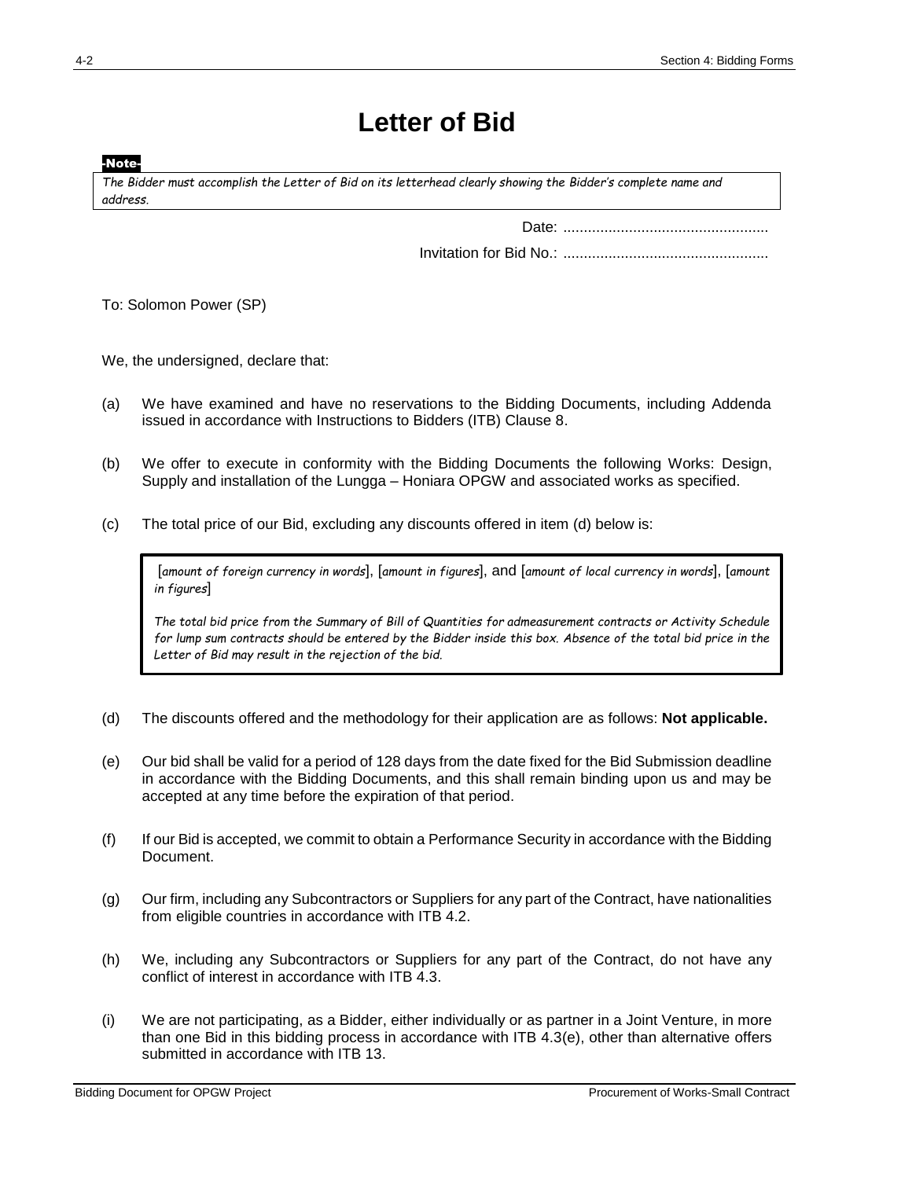# Letter of Bid

**-Note-**

*The Bidder must accomplish the Letter of Bid on its letterhead clearly showing the Bidder's complete name and address.*

Date: ..................................................

Invitation for Bid No.: ..................................................

To: Solomon Power (SP)

We, the undersigned, declare that:

(a) We have examined and have no reservations to the Bidding Documents, including Addenda issued in accordance with Instructions to Bidders (ITB) Clause 8.

(b) We offer to execute in conformity with the Bidding Documents the following Works: Design, Supply and installation of the Lungga – Honiara OPGW and associated works as specified.

(c) The total price of our Bid, excluding any discounts offered in item (d) below is:

> [*amount of foreign currency in words*], [*amount in figures*], and [*amount of local currency in words*], [*amount in figures*]
>
> *The total bid price from the Summary of Bill of Quantities for admeasurement contracts or Activity Schedule for lump sum contracts should be entered by the Bidder inside this box. Absence of the total bid price in the Letter of Bid may result in the rejection of the bid.*

(d) The discounts offered and the methodology for their application are as follows: **Not applicable.**

(e) Our bid shall be valid for a period of 128 days from the date fixed for the Bid Submission deadline in accordance with the Bidding Documents, and this shall remain binding upon us and may be accepted at any time before the expiration of that period.

(f) If our Bid is accepted, we commit to obtain a Performance Security in accordance with the Bidding Document.

(g) Our firm, including any Subcontractors or Suppliers for any part of the Contract, have nationalities from eligible countries in accordance with ITB 4.2.

(h) We, including any Subcontractors or Suppliers for any part of the Contract, do not have any conflict of interest in accordance with ITB 4.3.

(i) We are not participating, as a Bidder, either individually or as partner in a Joint Venture, in more than one Bid in this bidding process in accordance with ITB 4.3(e), other than alternative offers submitted in accordance with ITB 13.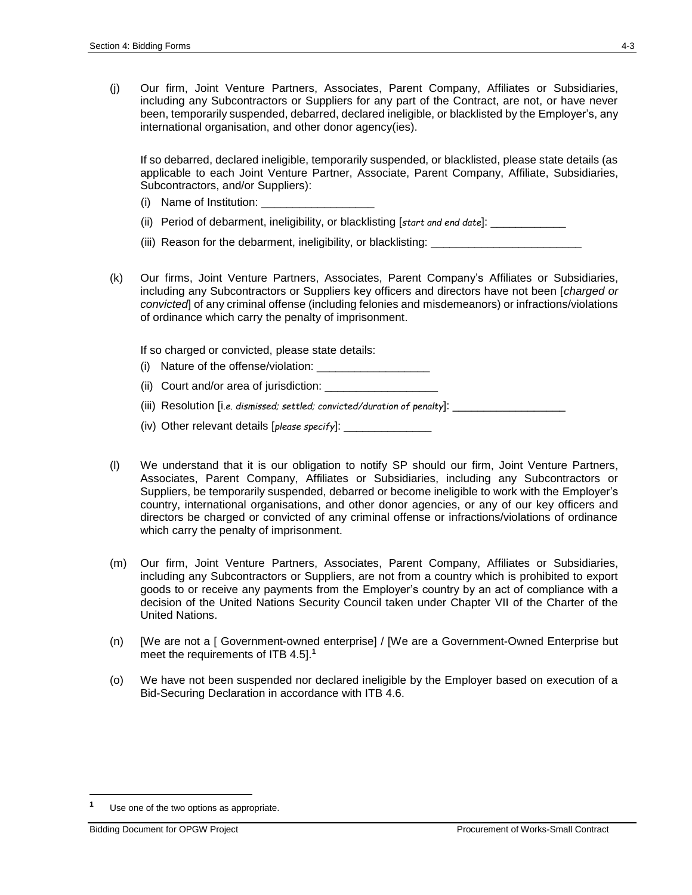(j) Our firm, Joint Venture Partners, Associates, Parent Company, Affiliates or Subsidiaries, including any Subcontractors or Suppliers for any part of the Contract, are not, or have never been, temporarily suspended, debarred, declared ineligible, or blacklisted by the Employer's, any international organisation, and other donor agency(ies).

If so debarred, declared ineligible, temporarily suspended, or blacklisted, please state details (as applicable to each Joint Venture Partner, Associate, Parent Company, Affiliate, Subsidiaries, Subcontractors, and/or Suppliers):

(i) Name of Institution: __________________

(ii) Period of debarment, ineligibility, or blacklisting [*start and end date*]: ____________

(iii) Reason for the debarment, ineligibility, or blacklisting: ________________________

(k) Our firms, Joint Venture Partners, Associates, Parent Company's Affiliates or Subsidiaries, including any Subcontractors or Suppliers key officers and directors have not been [*charged or convicted*] of any criminal offense (including felonies and misdemeanors) or infractions/violations of ordinance which carry the penalty of imprisonment.

If so charged or convicted, please state details:

(i) Nature of the offense/violation: __________________

(ii) Court and/or area of jurisdiction: __________________

(iii) Resolution [i*.e. dismissed; settled; convicted/duration of penalty*]: __________________

(iv) Other relevant details [*please specify*]: ______________

(l) We understand that it is our obligation to notify SP should our firm, Joint Venture Partners, Associates, Parent Company, Affiliates or Subsidiaries, including any Subcontractors or Suppliers, be temporarily suspended, debarred or become ineligible to work with the Employer's country, international organisations, and other donor agencies, or any of our key officers and directors be charged or convicted of any criminal offense or infractions/violations of ordinance which carry the penalty of imprisonment.

(m) Our firm, Joint Venture Partners, Associates, Parent Company, Affiliates or Subsidiaries, including any Subcontractors or Suppliers, are not from a country which is prohibited to export goods to or receive any payments from the Employer's country by an act of compliance with a decision of the United Nations Security Council taken under Chapter VII of the Charter of the United Nations.

(n) [We are not a [ Government-owned enterprise] / [We are a Government-Owned Enterprise but meet the requirements of ITB 4.5].[1]

(o) We have not been suspended nor declared ineligible by the Employer based on execution of a Bid-Securing Declaration in accordance with ITB 4.6.

---

[1] Use one of the two options as appropriate.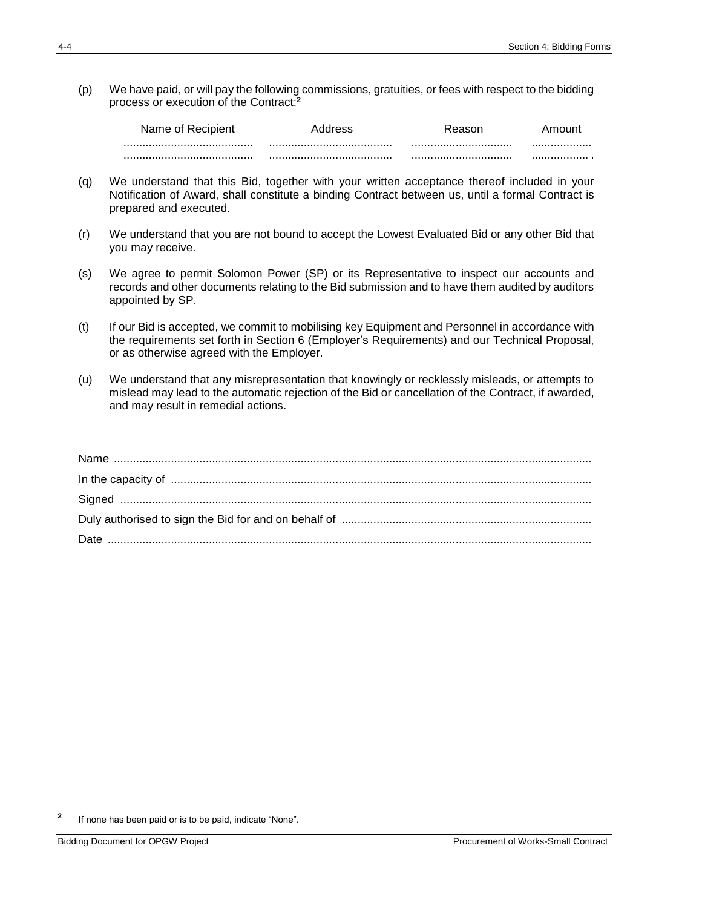(p) We have paid, or will pay the following commissions, gratuities, or fees with respect to the bidding process or execution of the Contract:[2]

| Name of Recipient | Address | Reason | Amount |
|---|---|---|---|
| ......................................... | ....................................... | ................................ | ................... |
| ......................................... | ....................................... | ................................ | .................. . |

(q) We understand that this Bid, together with your written acceptance thereof included in your Notification of Award, shall constitute a binding Contract between us, until a formal Contract is prepared and executed.

(r) We understand that you are not bound to accept the Lowest Evaluated Bid or any other Bid that you may receive.

(s) We agree to permit Solomon Power (SP) or its Representative to inspect our accounts and records and other documents relating to the Bid submission and to have them audited by auditors appointed by SP.

(t) If our Bid is accepted, we commit to mobilising key Equipment and Personnel in accordance with the requirements set forth in Section 6 (Employer's Requirements) and our Technical Proposal, or as otherwise agreed with the Employer.

(u) We understand that any misrepresentation that knowingly or recklessly misleads, or attempts to mislead may lead to the automatic rejection of the Bid or cancellation of the Contract, if awarded, and may result in remedial actions.

Name ......................................................................................................................................

In the capacity of ....................................................................................................................

Signed ....................................................................................................................................

Duly authorised to sign the Bid for and on behalf of ...............................................................

Date ........................................................................................................................................

[2] If none has been paid or is to be paid, indicate "None".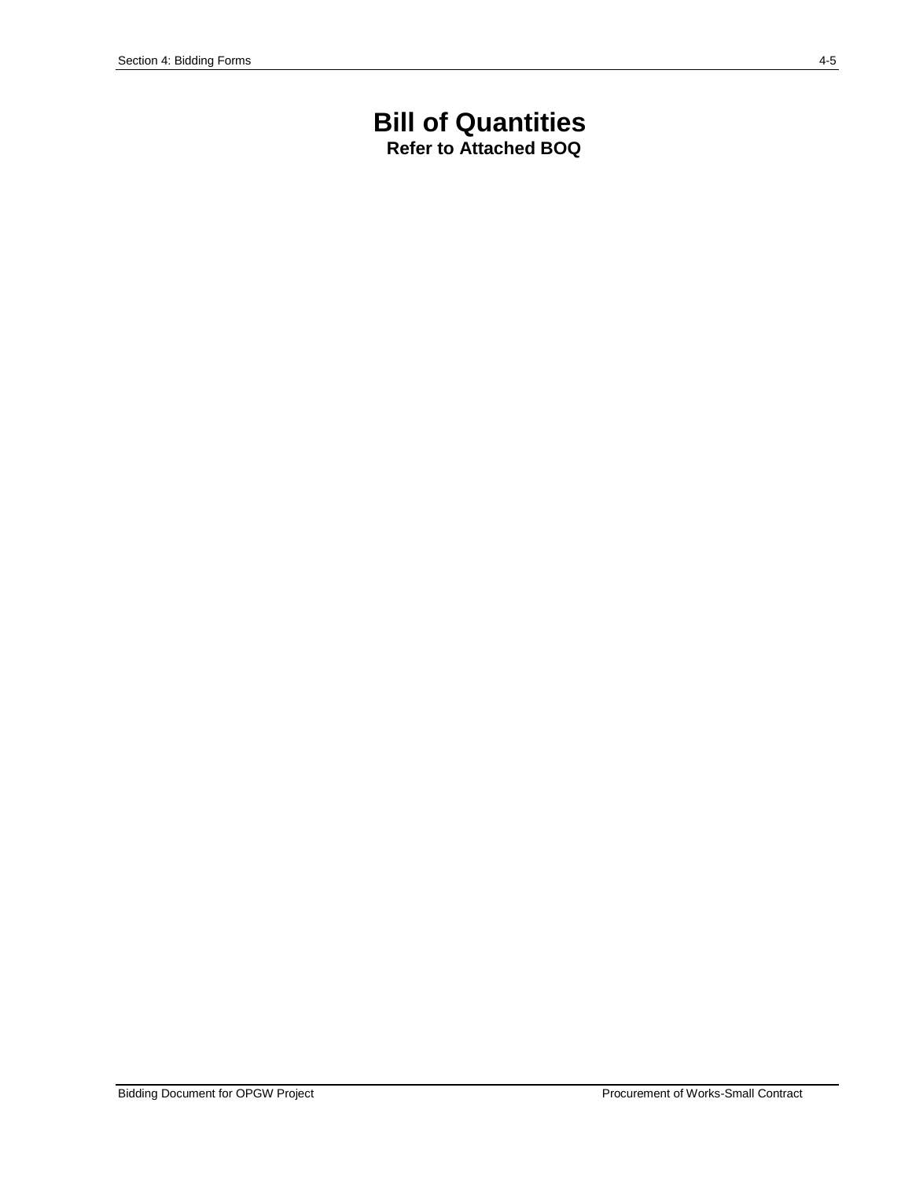# Bill of Quantities

**Refer to Attached BOQ**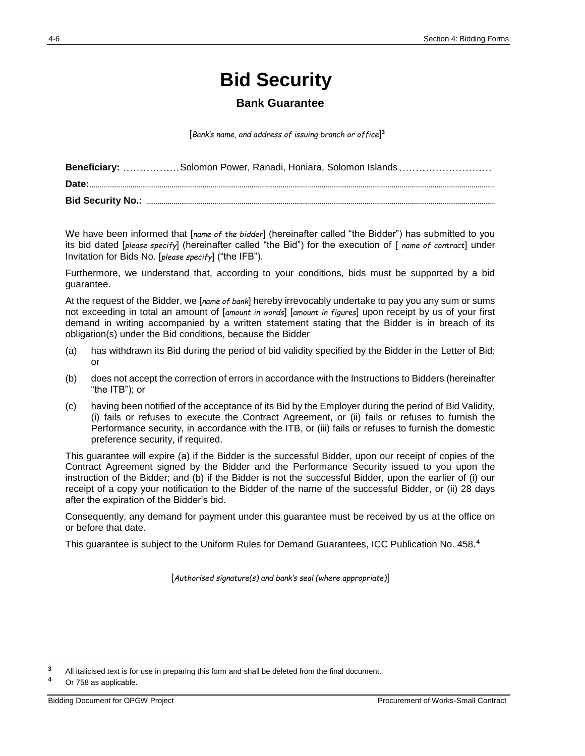# Bid Security

## Bank Guarantee

[*Bank's name, and address of issuing branch or office*][3]

**Beneficiary:** ………………Solomon Power, Ranadi, Honiara, Solomon Islands…………………………

**Date:**……………………………………………………………………………………………………………

**Bid Security No.:** ……………………………………………………………………………………………

We have been informed that [*name of the bidder*] (hereinafter called "the Bidder") has submitted to you its bid dated [*please specify*] (hereinafter called "the Bid") for the execution of [ *name of contract*] under Invitation for Bids No. [*please specify*] ("the IFB").

Furthermore, we understand that, according to your conditions, bids must be supported by a bid guarantee.

At the request of the Bidder, we [*name of bank*] hereby irrevocably undertake to pay you any sum or sums not exceeding in total an amount of [*amount in words*] [*amount in figures*] upon receipt by us of your first demand in writing accompanied by a written statement stating that the Bidder is in breach of its obligation(s) under the Bid conditions, because the Bidder

(a) has withdrawn its Bid during the period of bid validity specified by the Bidder in the Letter of Bid; or

(b) does not accept the correction of errors in accordance with the Instructions to Bidders (hereinafter "the ITB"); or

(c) having been notified of the acceptance of its Bid by the Employer during the period of Bid Validity, (i) fails or refuses to execute the Contract Agreement, or (ii) fails or refuses to furnish the Performance security, in accordance with the ITB, or (iii) fails or refuses to furnish the domestic preference security, if required.

This guarantee will expire (a) if the Bidder is the successful Bidder, upon our receipt of copies of the Contract Agreement signed by the Bidder and the Performance Security issued to you upon the instruction of the Bidder; and (b) if the Bidder is not the successful Bidder, upon the earlier of (i) our receipt of a copy your notification to the Bidder of the name of the successful Bidder, or (ii) 28 days after the expiration of the Bidder's bid.

Consequently, any demand for payment under this guarantee must be received by us at the office on or before that date.

This guarantee is subject to the Uniform Rules for Demand Guarantees, ICC Publication No. 458.[4]

[*Authorised signature(s) and bank's seal (where appropriate)*]

---

[3] All italicised text is for use in preparing this form and shall be deleted from the final document.

[4] Or 758 as applicable.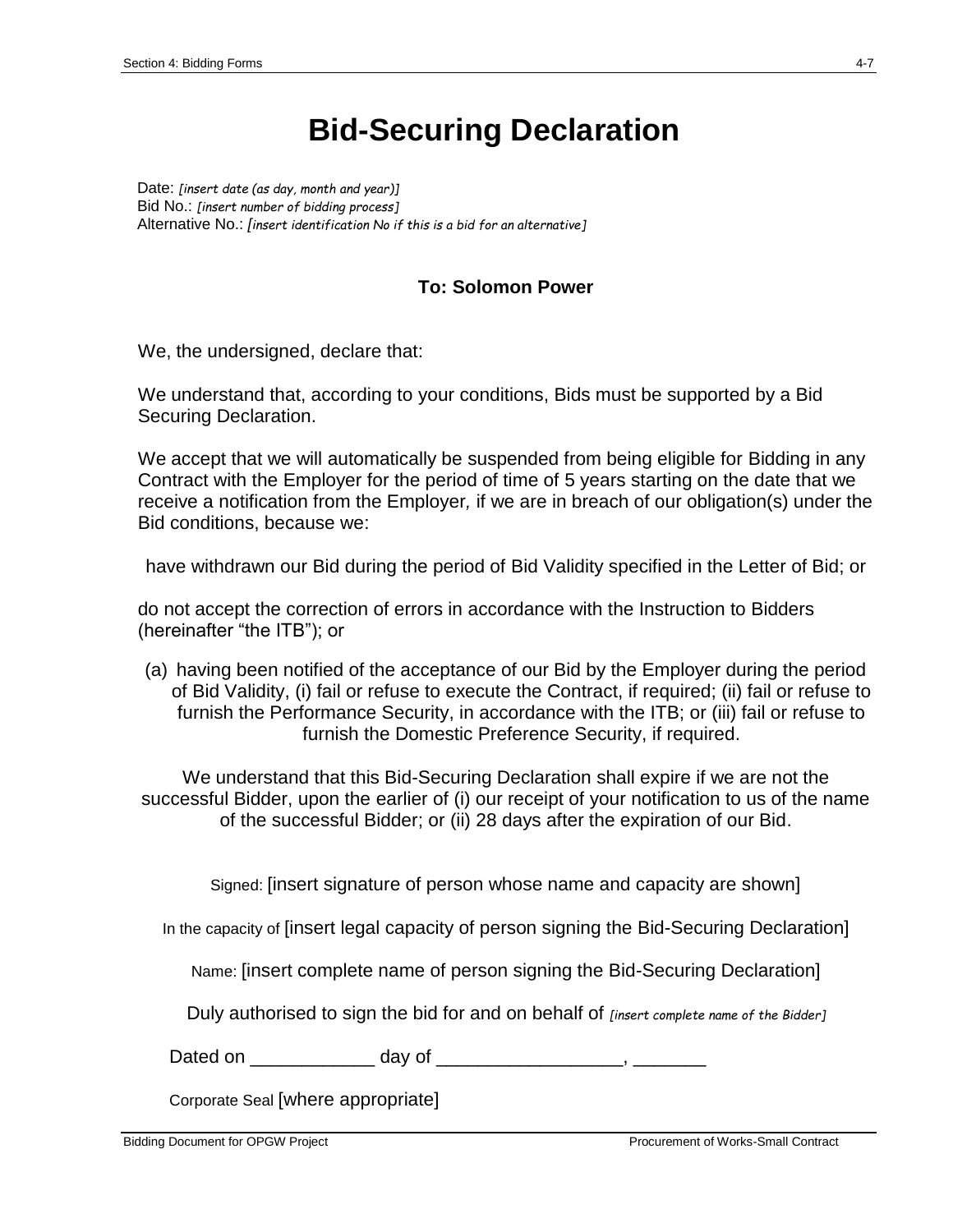# Bid-Securing Declaration

Date: *[insert date (as day, month and year)]*
Bid No.: *[insert number of bidding process]*
Alternative No.: *[insert identification No if this is a bid for an alternative]*

**To: Solomon Power**

We, the undersigned, declare that:

We understand that, according to your conditions, Bids must be supported by a Bid Securing Declaration.

We accept that we will automatically be suspended from being eligible for Bidding in any Contract with the Employer for the period of time of 5 years starting on the date that we receive a notification from the Employer*,* if we are in breach of our obligation(s) under the Bid conditions, because we:

have withdrawn our Bid during the period of Bid Validity specified in the Letter of Bid; or

do not accept the correction of errors in accordance with the Instruction to Bidders (hereinafter "the ITB"); or

(a) having been notified of the acceptance of our Bid by the Employer during the period of Bid Validity, (i) fail or refuse to execute the Contract, if required; (ii) fail or refuse to furnish the Performance Security, in accordance with the ITB; or (iii) fail or refuse to furnish the Domestic Preference Security, if required.

We understand that this Bid-Securing Declaration shall expire if we are not the successful Bidder, upon the earlier of (i) our receipt of your notification to us of the name of the successful Bidder; or (ii) 28 days after the expiration of our Bid.

Signed: [insert signature of person whose name and capacity are shown]

In the capacity of [insert legal capacity of person signing the Bid-Securing Declaration]

Name: [insert complete name of person signing the Bid-Securing Declaration]

Duly authorised to sign the bid for and on behalf of *[insert complete name of the Bidder]*

Dated on ____________ day of __________________, _______

Corporate Seal [where appropriate]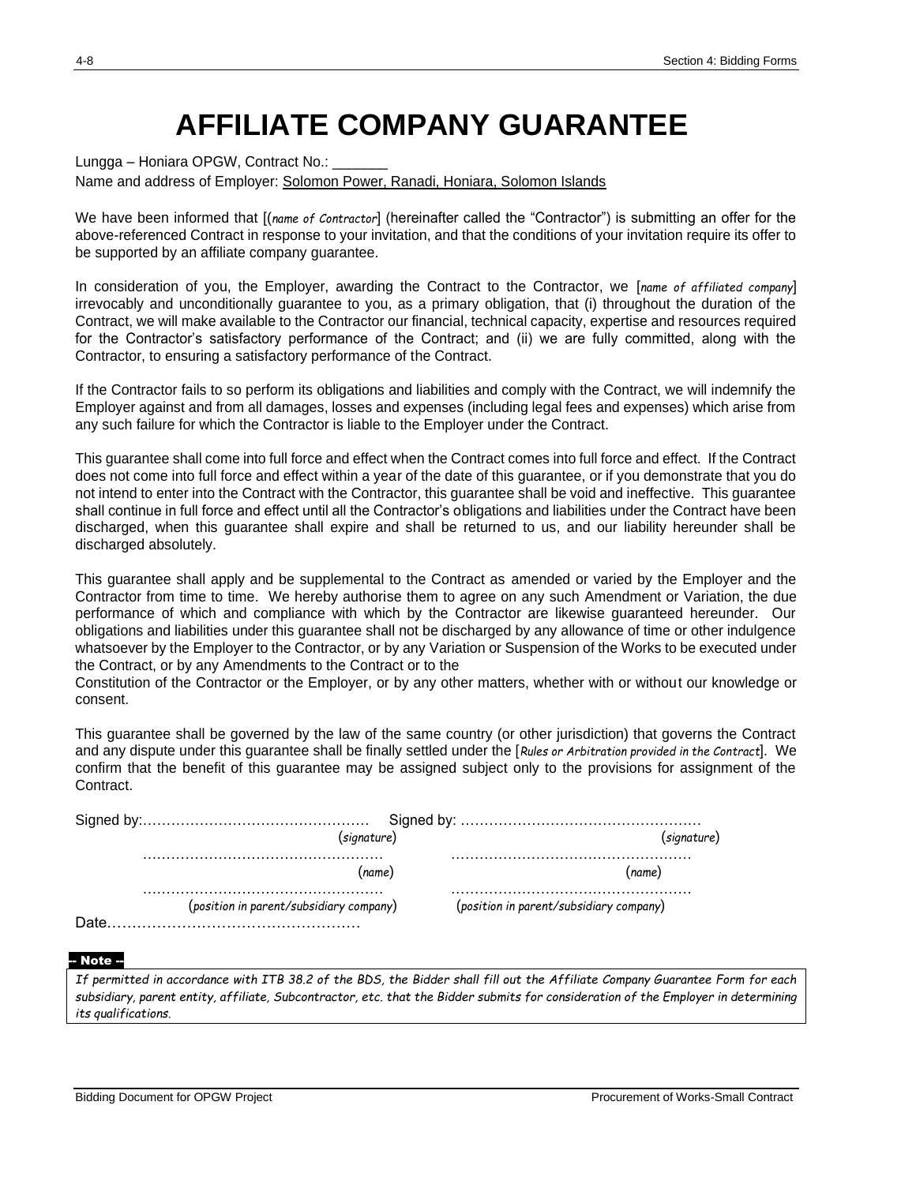# AFFILIATE COMPANY GUARANTEE

Lungga – Honiara OPGW, Contract No.: _______

Name and address of Employer: Solomon Power, Ranadi, Honiara, Solomon Islands

We have been informed that [(*name of Contractor*] (hereinafter called the "Contractor") is submitting an offer for the above-referenced Contract in response to your invitation, and that the conditions of your invitation require its offer to be supported by an affiliate company guarantee.

In consideration of you, the Employer, awarding the Contract to the Contractor, we [*name of affiliated company*] irrevocably and unconditionally guarantee to you, as a primary obligation, that (i) throughout the duration of the Contract, we will make available to the Contractor our financial, technical capacity, expertise and resources required for the Contractor's satisfactory performance of the Contract; and (ii) we are fully committed, along with the Contractor, to ensuring a satisfactory performance of the Contract.

If the Contractor fails to so perform its obligations and liabilities and comply with the Contract, we will indemnify the Employer against and from all damages, losses and expenses (including legal fees and expenses) which arise from any such failure for which the Contractor is liable to the Employer under the Contract.

This guarantee shall come into full force and effect when the Contract comes into full force and effect. If the Contract does not come into full force and effect within a year of the date of this guarantee, or if you demonstrate that you do not intend to enter into the Contract with the Contractor, this guarantee shall be void and ineffective. This guarantee shall continue in full force and effect until all the Contractor's obligations and liabilities under the Contract have been discharged, when this guarantee shall expire and shall be returned to us, and our liability hereunder shall be discharged absolutely.

This guarantee shall apply and be supplemental to the Contract as amended or varied by the Employer and the Contractor from time to time. We hereby authorise them to agree on any such Amendment or Variation, the due performance of which and compliance with which by the Contractor are likewise guaranteed hereunder. Our obligations and liabilities under this guarantee shall not be discharged by any allowance of time or other indulgence whatsoever by the Employer to the Contractor, or by any Variation or Suspension of the Works to be executed under the Contract, or by any Amendments to the Contract or to the Constitution of the Contractor or the Employer, or by any other matters, whether with or without our knowledge or consent.

This guarantee shall be governed by the law of the same country (or other jurisdiction) that governs the Contract and any dispute under this guarantee shall be finally settled under the [*Rules or Arbitration provided in the Contract*]. We confirm that the benefit of this guarantee may be assigned subject only to the provisions for assignment of the Contract.

Signed by:……………………………………… (*signature*)
……………………………………… (*name*)
……………………………………… (*position in parent/subsidiary company*)

Signed by: ……………………………………… (*signature*)
……………………………………… (*name*)
……………………………………… (*position in parent/subsidiary company*)

Date………………………………………

**-- Note --**

*If permitted in accordance with ITB 38.2 of the BDS, the Bidder shall fill out the Affiliate Company Guarantee Form for each subsidiary, parent entity, affiliate, Subcontractor, etc. that the Bidder submits for consideration of the Employer in determining its qualifications.*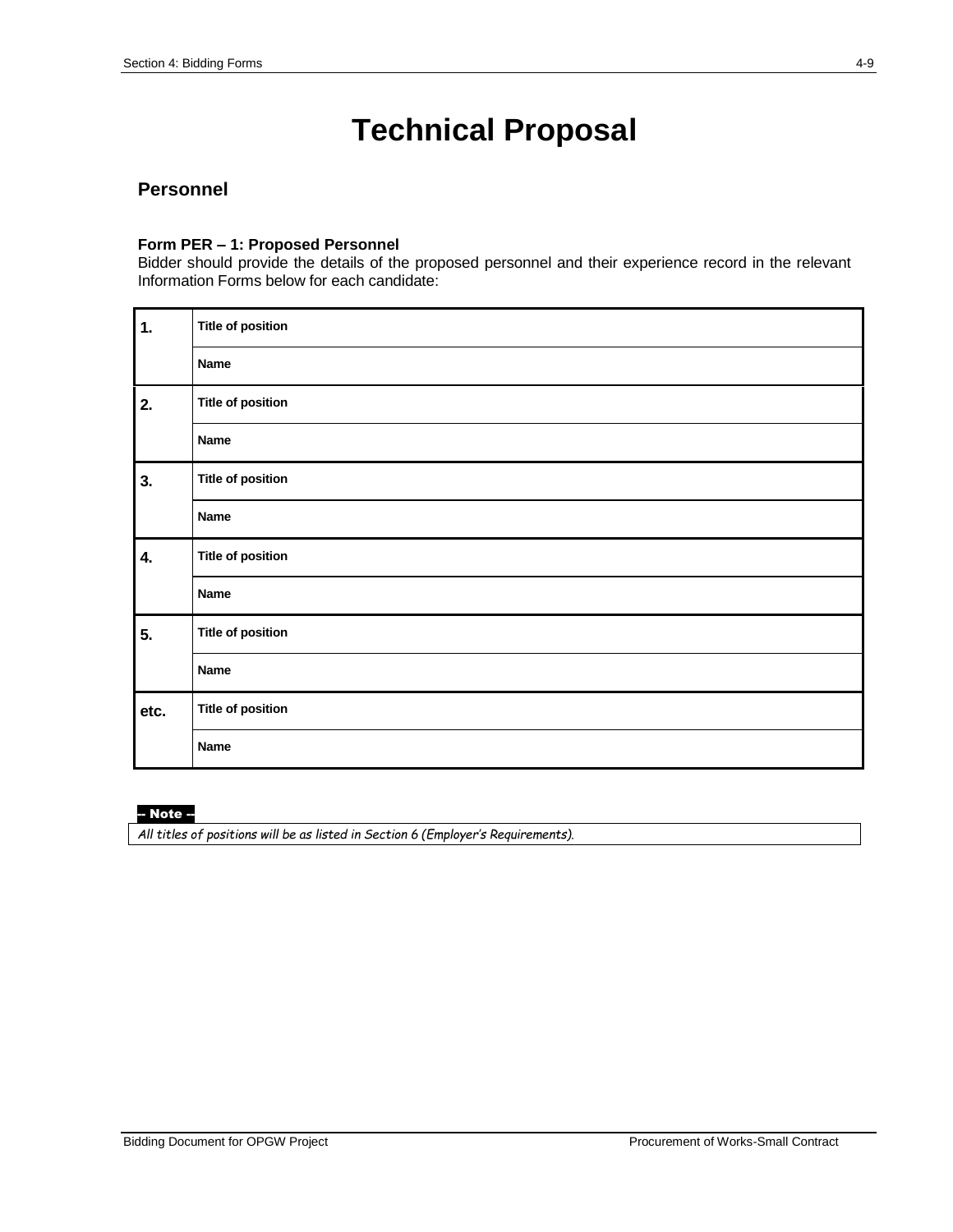# Technical Proposal

## Personnel

#### Form PER – 1: Proposed Personnel

Bidder should provide the details of the proposed personnel and their experience record in the relevant Information Forms below for each candidate:

| | | |
|---|---|---|
| **1.** | **Title of position** | |
| | **Name** | |
| **2.** | **Title of position** | |
| | **Name** | |
| **3.** | **Title of position** | |
| | **Name** | |
| **4.** | **Title of position** | |
| | **Name** | |
| **5.** | **Title of position** | |
| | **Name** | |
| **etc.** | **Title of position** | |
| | **Name** | |

**-- Note --**

*All titles of positions will be as listed in Section 6 (Employer's Requirements).*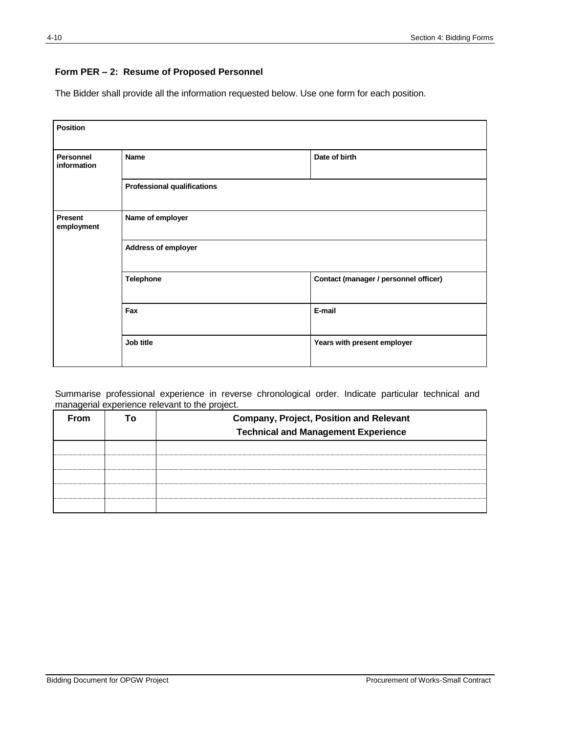**Form PER – 2: Resume of Proposed Personnel**

The Bidder shall provide all the information requested below. Use one form for each position.

| **Position** | | |
|---|---|---|
| **Personnel information** | **Name** | **Date of birth** |
| | **Professional qualifications** | |
| **Present employment** | **Name of employer** | |
| | **Address of employer** | |
| | **Telephone** | **Contact (manager / personnel officer)** |
| | **Fax** | **E-mail** |
| | **Job title** | **Years with present employer** |

Summarise professional experience in reverse chronological order. Indicate particular technical and managerial experience relevant to the project.

| **From** | **To** | **Company, Project, Position and Relevant Technical and Management Experience** |
|---|---|---|
| | | |
| | | |
| | | |
| | | |
| | | |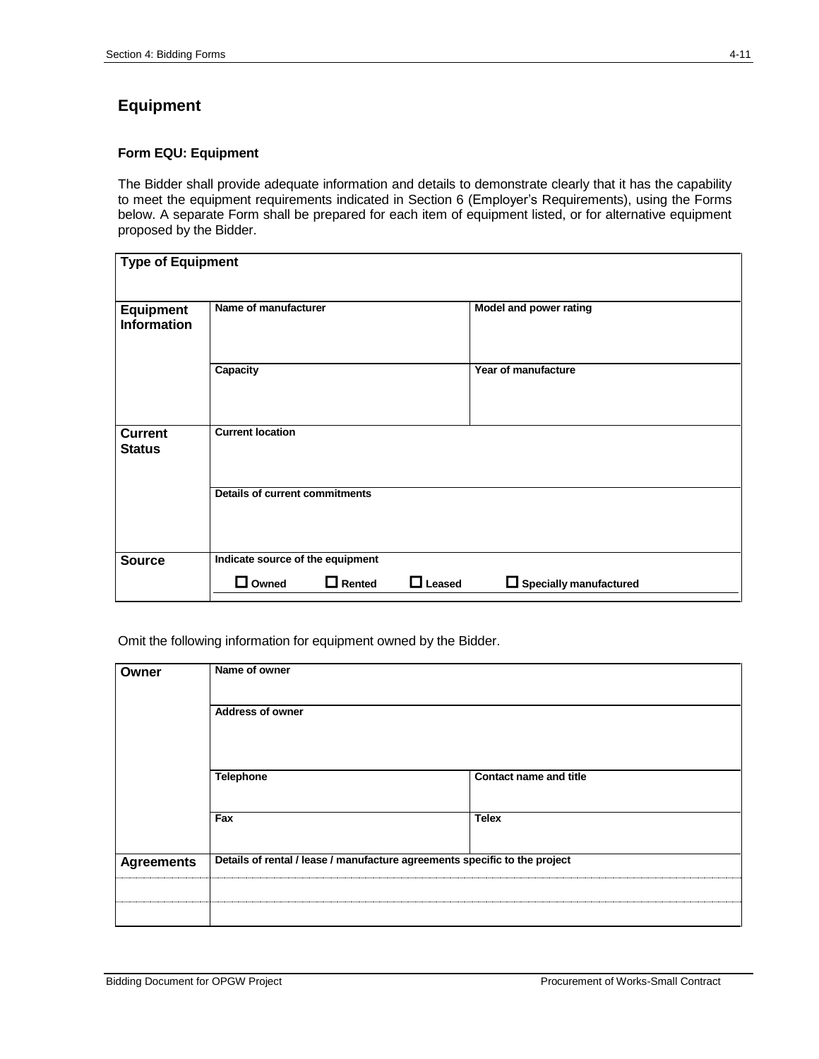## Equipment

### Form EQU: Equipment

The Bidder shall provide adequate information and details to demonstrate clearly that it has the capability to meet the equipment requirements indicated in Section 6 (Employer's Requirements), using the Forms below. A separate Form shall be prepared for each item of equipment listed, or for alternative equipment proposed by the Bidder.

| **Type of Equipment** | | |
|---|---|---|
| **Equipment Information** | **Name of manufacturer** | **Model and power rating** |
| | **Capacity** | **Year of manufacture** |
| **Current Status** | **Current location** | |
| | **Details of current commitments** | |
| **Source** | **Indicate source of the equipment**<br>☐ **Owned** ☐ **Rented** ☐ **Leased** ☐ **Specially manufactured** | |

Omit the following information for equipment owned by the Bidder.

| **Owner** | **Name of owner** | |
|---|---|---|
| | **Address of owner** | |
| | **Telephone** | **Contact name and title** |
| | **Fax** | **Telex** |
| **Agreements** | **Details of rental / lease / manufacture agreements specific to the project** | |
| | | |
| | | |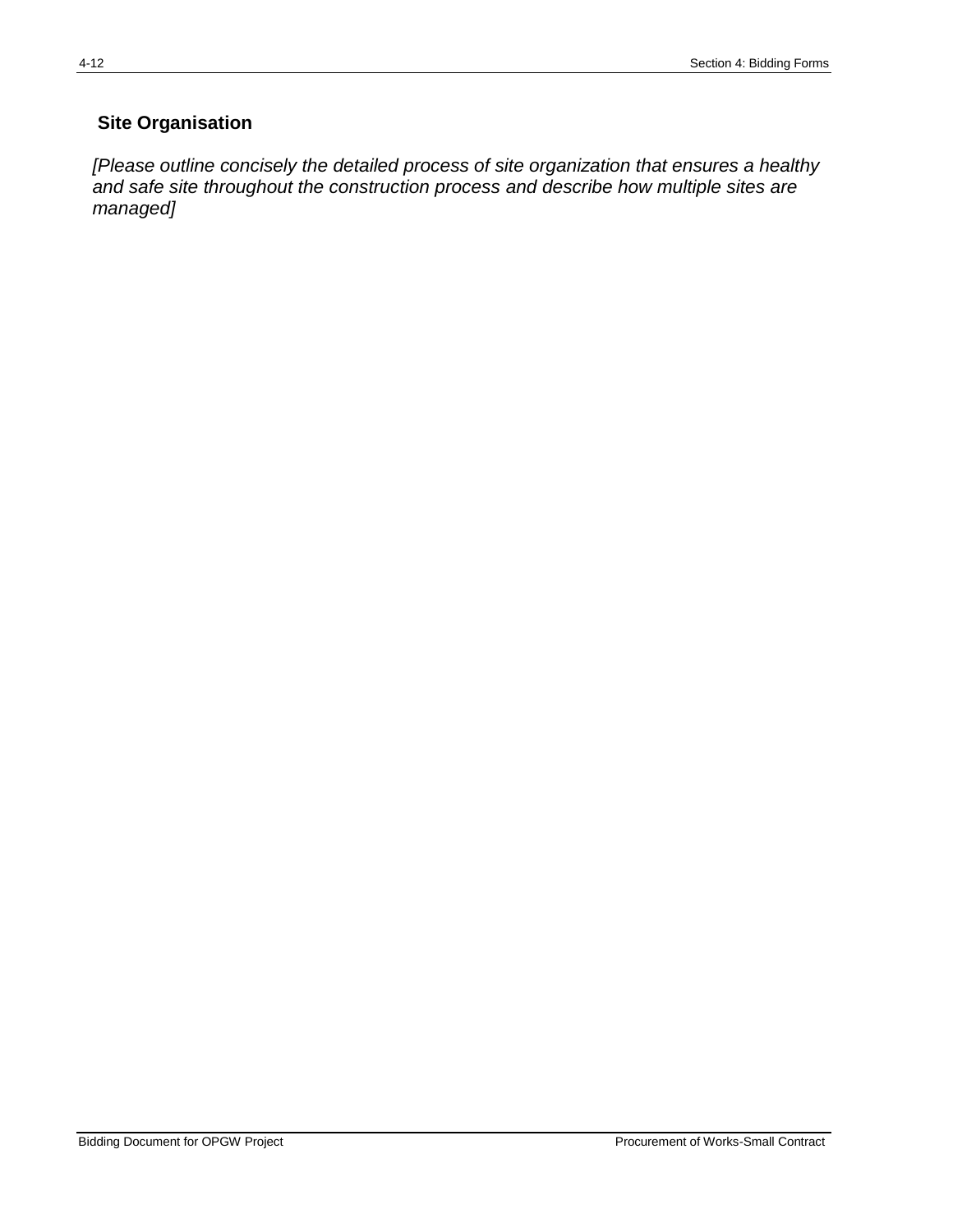## Site Organisation

*[Please outline concisely the detailed process of site organization that ensures a healthy and safe site throughout the construction process and describe how multiple sites are managed]*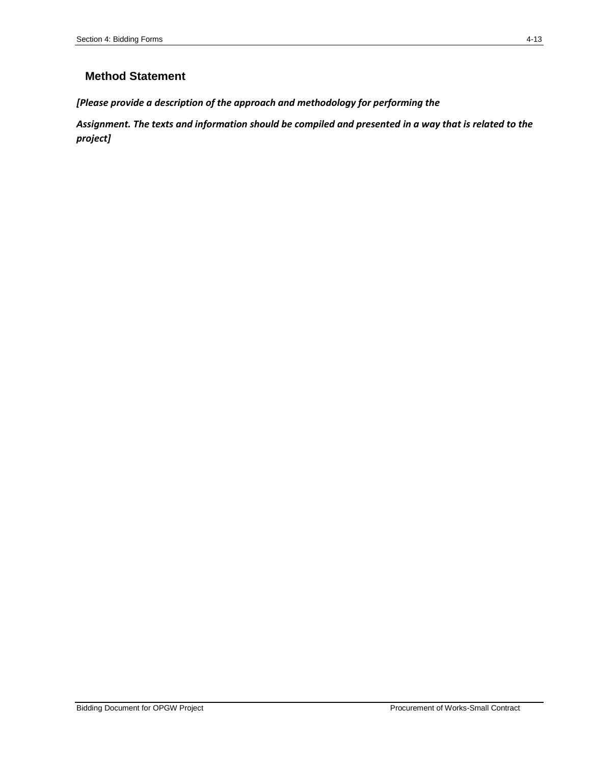## Method Statement

***[Please provide a description of the approach and methodology for performing the***

***Assignment. The texts and information should be compiled and presented in a way that is related to the project]***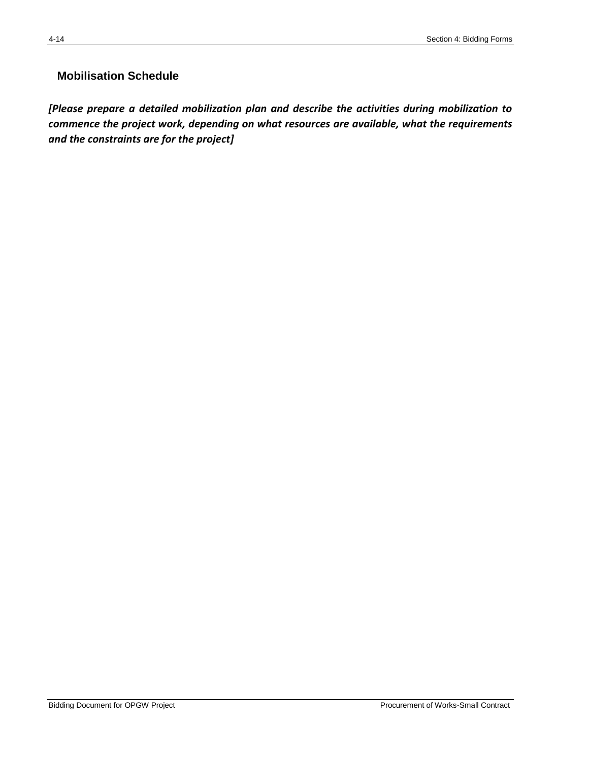## Mobilisation Schedule

***[Please prepare a detailed mobilization plan and describe the activities during mobilization to commence the project work, depending on what resources are available, what the requirements and the constraints are for the project]***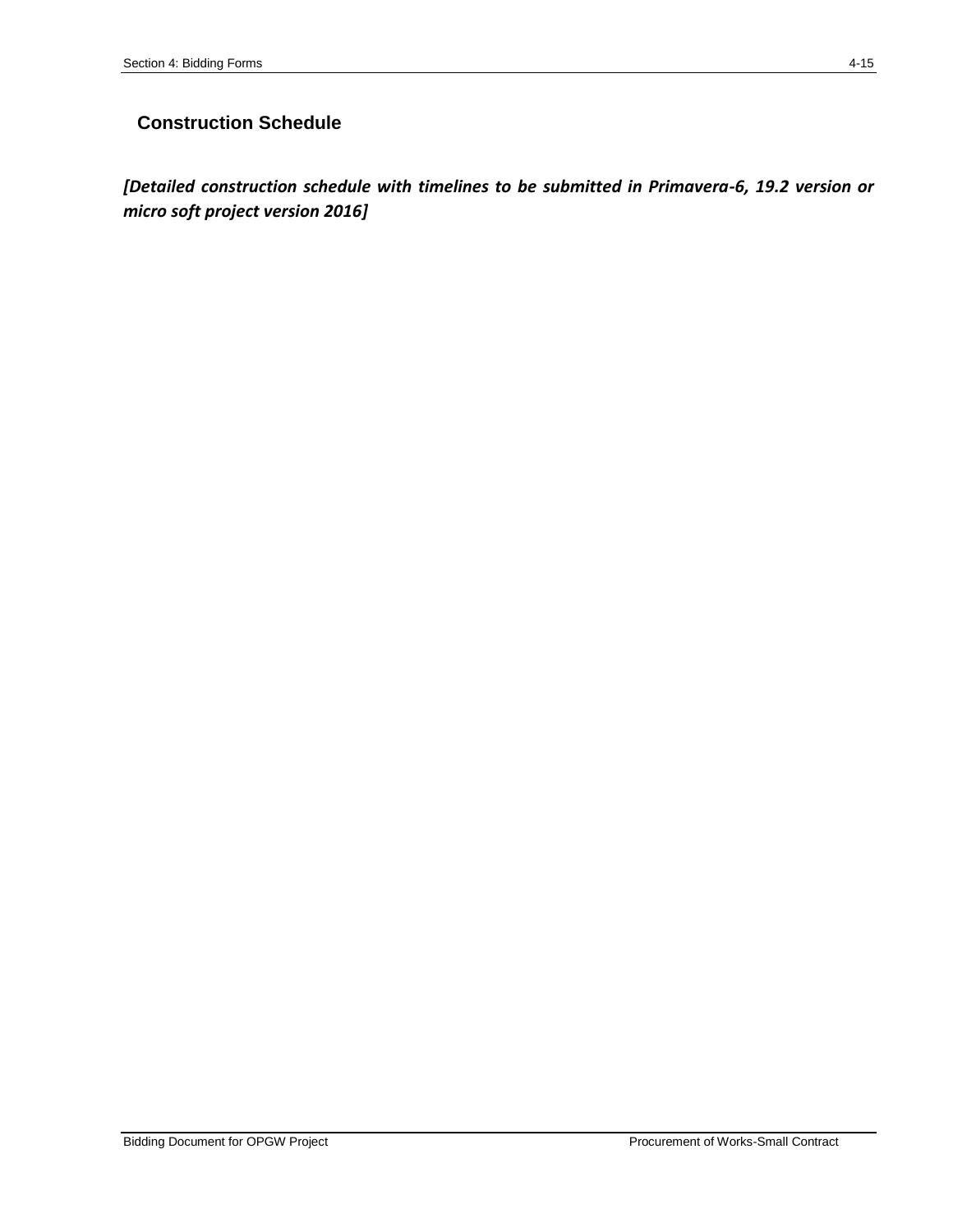## Construction Schedule

***[Detailed construction schedule with timelines to be submitted in Primavera-6, 19.2 version or micro soft project version 2016]***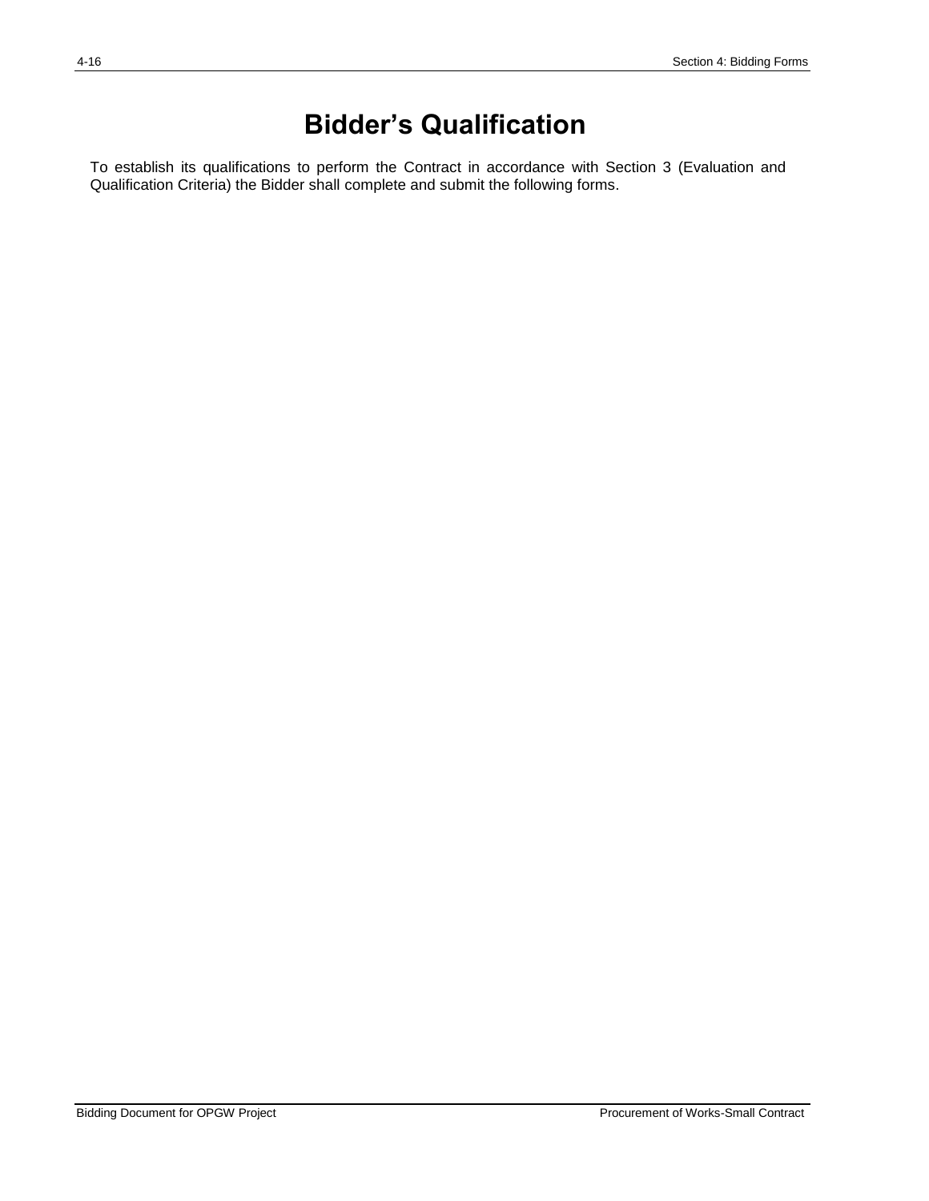# Bidder's Qualification

To establish its qualifications to perform the Contract in accordance with Section 3 (Evaluation and Qualification Criteria) the Bidder shall complete and submit the following forms.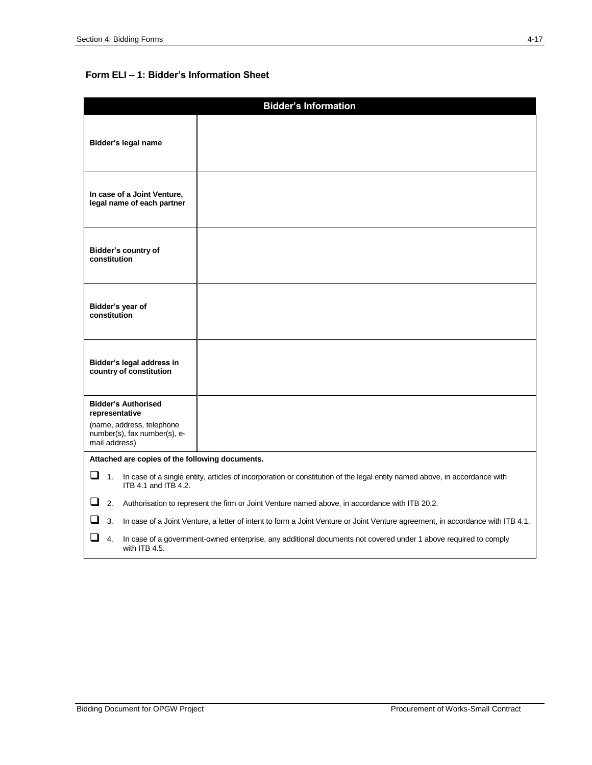### Form ELI – 1: Bidder's Information Sheet

| Bidder's Information | |
|---|---|
| **Bidder's legal name** | |
| **In case of a Joint Venture, legal name of each partner** | |
| **Bidder's country of constitution** | |
| **Bidder's year of constitution** | |
| **Bidder's legal address in country of constitution** | |
| **Bidder's Authorised representative** (name, address, telephone number(s), fax number(s), e-mail address) | |

**Attached are copies of the following documents.**

- ❑ 1. In case of a single entity, articles of incorporation or constitution of the legal entity named above, in accordance with ITB 4.1 and ITB 4.2.
- ❑ 2. Authorisation to represent the firm or Joint Venture named above, in accordance with ITB 20.2.
- ❑ 3. In case of a Joint Venture, a letter of intent to form a Joint Venture or Joint Venture agreement, in accordance with ITB 4.1.
- ❑ 4. In case of a government-owned enterprise, any additional documents not covered under 1 above required to comply with ITB 4.5.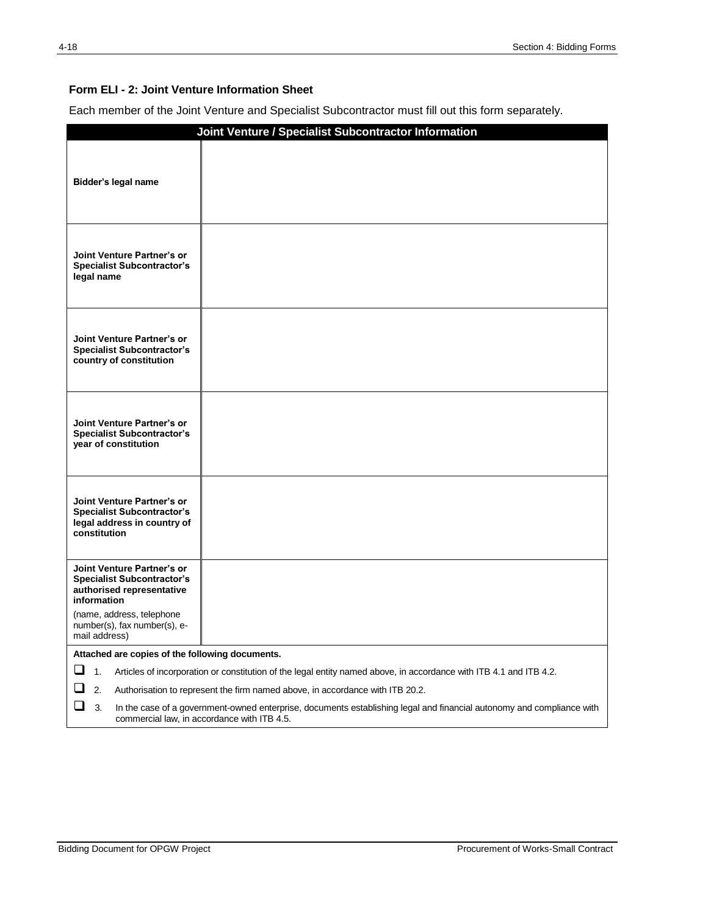### Form ELI - 2: Joint Venture Information Sheet

Each member of the Joint Venture and Specialist Subcontractor must fill out this form separately.

| Joint Venture / Specialist Subcontractor Information | |
|---|---|
| **Bidder's legal name** | |
| **Joint Venture Partner's or Specialist Subcontractor's legal name** | |
| **Joint Venture Partner's or Specialist Subcontractor's country of constitution** | |
| **Joint Venture Partner's or Specialist Subcontractor's year of constitution** | |
| **Joint Venture Partner's or Specialist Subcontractor's legal address in country of constitution** | |
| **Joint Venture Partner's or Specialist Subcontractor's authorised representative information** (name, address, telephone number(s), fax number(s), e-mail address) | |

**Attached are copies of the following documents.**

- ☐ 1. Articles of incorporation or constitution of the legal entity named above, in accordance with ITB 4.1 and ITB 4.2.
- ☐ 2. Authorisation to represent the firm named above, in accordance with ITB 20.2.
- ☐ 3. In the case of a government-owned enterprise, documents establishing legal and financial autonomy and compliance with commercial law, in accordance with ITB 4.5.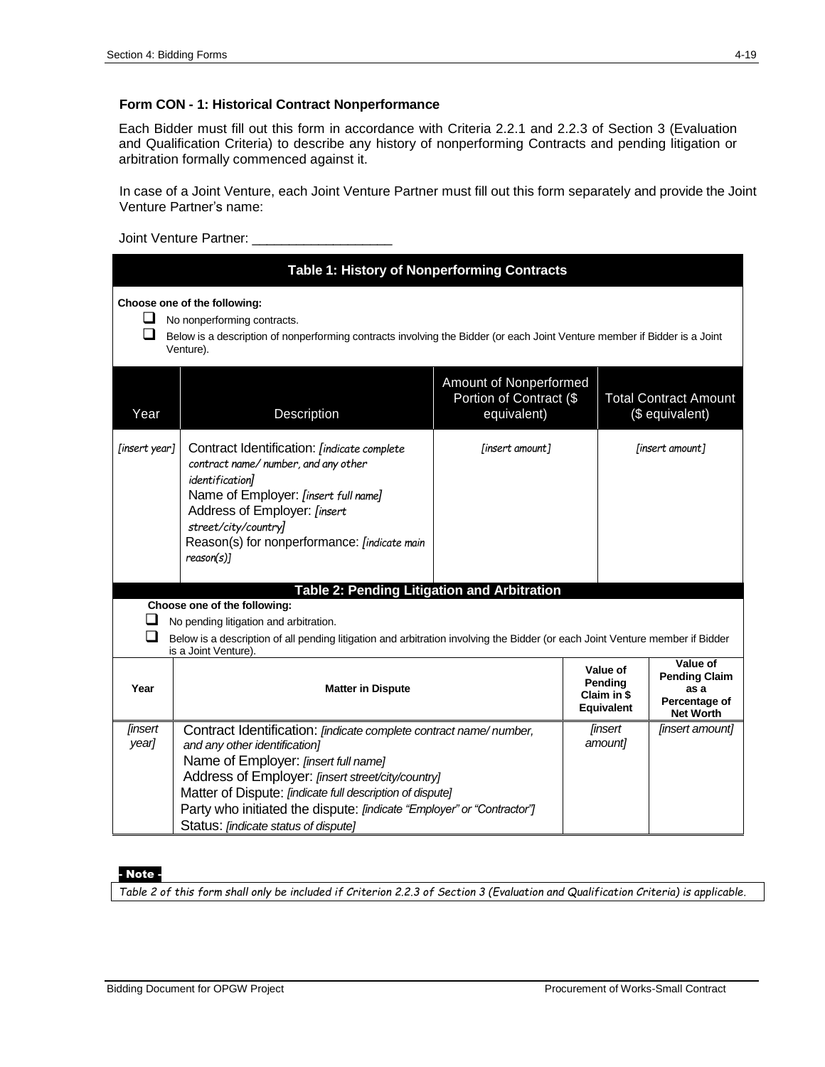### Form CON - 1: Historical Contract Nonperformance

Each Bidder must fill out this form in accordance with Criteria 2.2.1 and 2.2.3 of Section 3 (Evaluation and Qualification Criteria) to describe any history of nonperforming Contracts and pending litigation or arbitration formally commenced against it.

In case of a Joint Venture, each Joint Venture Partner must fill out this form separately and provide the Joint Venture Partner's name:

Joint Venture Partner: ___________________

**Table 1: History of Nonperforming Contracts**

**Choose one of the following:**

- ☐ No nonperforming contracts.
- ☐ Below is a description of nonperforming contracts involving the Bidder (or each Joint Venture member if Bidder is a Joint Venture).

| Year | Description | Amount of Nonperformed Portion of Contract ($ equivalent) | Total Contract Amount ($ equivalent) |
|---|---|---|---|
| *[insert year]* | Contract Identification: *[indicate complete contract name/ number, and any other identification]*<br>Name of Employer: *[insert full name]*<br>Address of Employer: *[insert street/city/country]*<br>Reason(s) for nonperformance: *[indicate main reason(s)]* | *[insert amount]* | *[insert amount]* |

**Table 2: Pending Litigation and Arbitration**

**Choose one of the following:**

- ☐ No pending litigation and arbitration.
- ☐ Below is a description of all pending litigation and arbitration involving the Bidder (or each Joint Venture member if Bidder is a Joint Venture).

| Year | Matter in Dispute | Value of Pending Claim in $ Equivalent | Value of Pending Claim as a Percentage of Net Worth |
|---|---|---|---|
| *[insert year]* | Contract Identification: *[indicate complete contract name/ number, and any other identification]*<br>Name of Employer: *[insert full name]*<br>Address of Employer: *[insert street/city/country]*<br>Matter of Dispute: *[indicate full description of dispute]*<br>Party who initiated the dispute: *[indicate "Employer" or "Contractor"]*<br>Status: *[indicate status of dispute]* | *[insert amount]* | *[insert amount]* |

**- Note -**

*Table 2 of this form shall only be included if Criterion 2.2.3 of Section 3 (Evaluation and Qualification Criteria) is applicable.*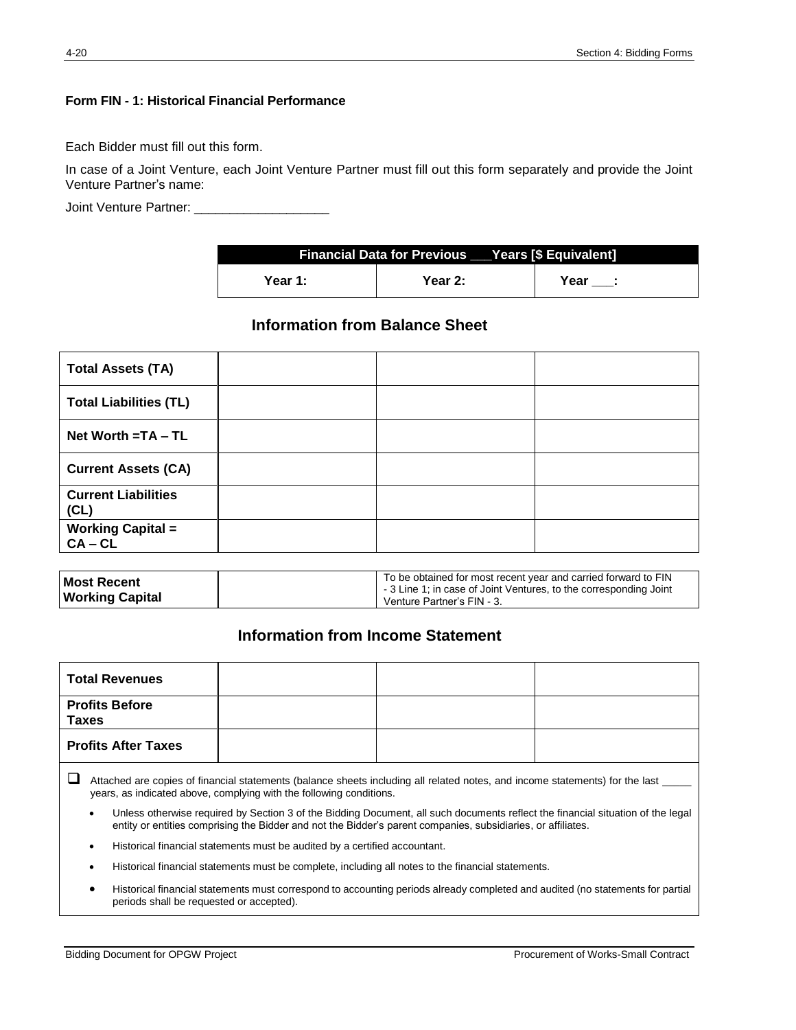**Form FIN - 1: Historical Financial Performance**

Each Bidder must fill out this form.

In case of a Joint Venture, each Joint Venture Partner must fill out this form separately and provide the Joint Venture Partner's name:

Joint Venture Partner: ___________________

| | Financial Data for Previous ___Years [$ Equivalent] | | |
|---|---|---|---|
| | **Year 1:** | **Year 2:** | **Year ___:** |

## Information from Balance Sheet

| | | | |
|---|---|---|---|
| **Total Assets (TA)** | | | |
| **Total Liabilities (TL)** | | | |
| **Net Worth =TA – TL** | | | |
| **Current Assets (CA)** | | | |
| **Current Liabilities (CL)** | | | |
| **Working Capital = CA – CL** | | | |

| | | |
|---|---|---|
| **Most Recent Working Capital** | | To be obtained for most recent year and carried forward to FIN - 3 Line 1; in case of Joint Ventures, to the corresponding Joint Venture Partner's FIN - 3. |

## Information from Income Statement

| | | | |
|---|---|---|---|
| **Total Revenues** | | | |
| **Profits Before Taxes** | | | |
| **Profits After Taxes** | | | |

☐ Attached are copies of financial statements (balance sheets including all related notes, and income statements) for the last _____ years, as indicated above, complying with the following conditions.

- Unless otherwise required by Section 3 of the Bidding Document, all such documents reflect the financial situation of the legal entity or entities comprising the Bidder and not the Bidder's parent companies, subsidiaries, or affiliates.
- Historical financial statements must be audited by a certified accountant.
- Historical financial statements must be complete, including all notes to the financial statements.
- Historical financial statements must correspond to accounting periods already completed and audited (no statements for partial periods shall be requested or accepted).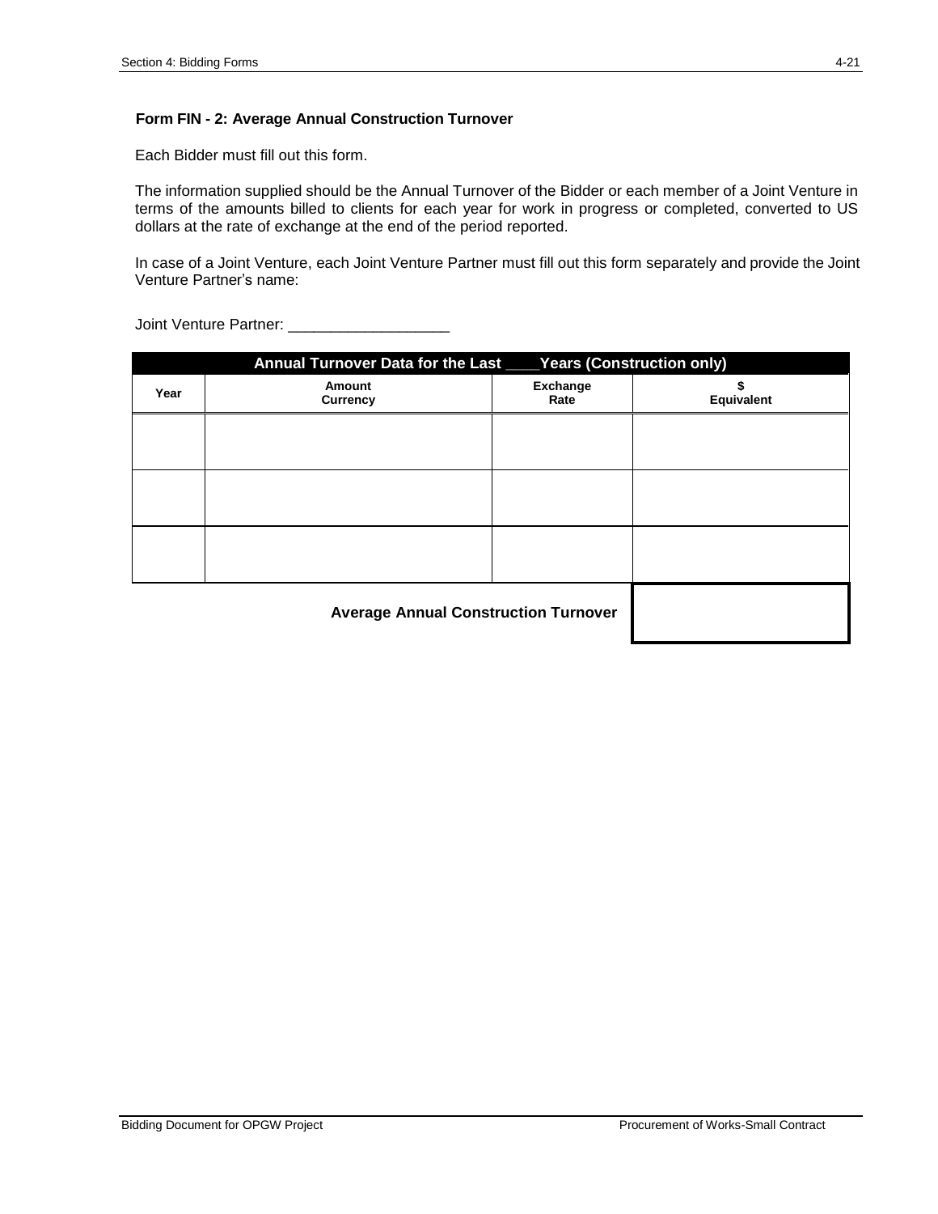### Form FIN - 2: Average Annual Construction Turnover

Each Bidder must fill out this form.

The information supplied should be the Annual Turnover of the Bidder or each member of a Joint Venture in terms of the amounts billed to clients for each year for work in progress or completed, converted to US dollars at the rate of exchange at the end of the period reported.

In case of a Joint Venture, each Joint Venture Partner must fill out this form separately and provide the Joint Venture Partner's name:

Joint Venture Partner: ___________________

| Annual Turnover Data for the Last ____Years (Construction only) | | | |
|---|---|---|---|
| **Year** | **Amount Currency** | **Exchange Rate** | **$ Equivalent** |
| | | | |
| | | | |
| | | | |
| | | **Average Annual Construction Turnover** | |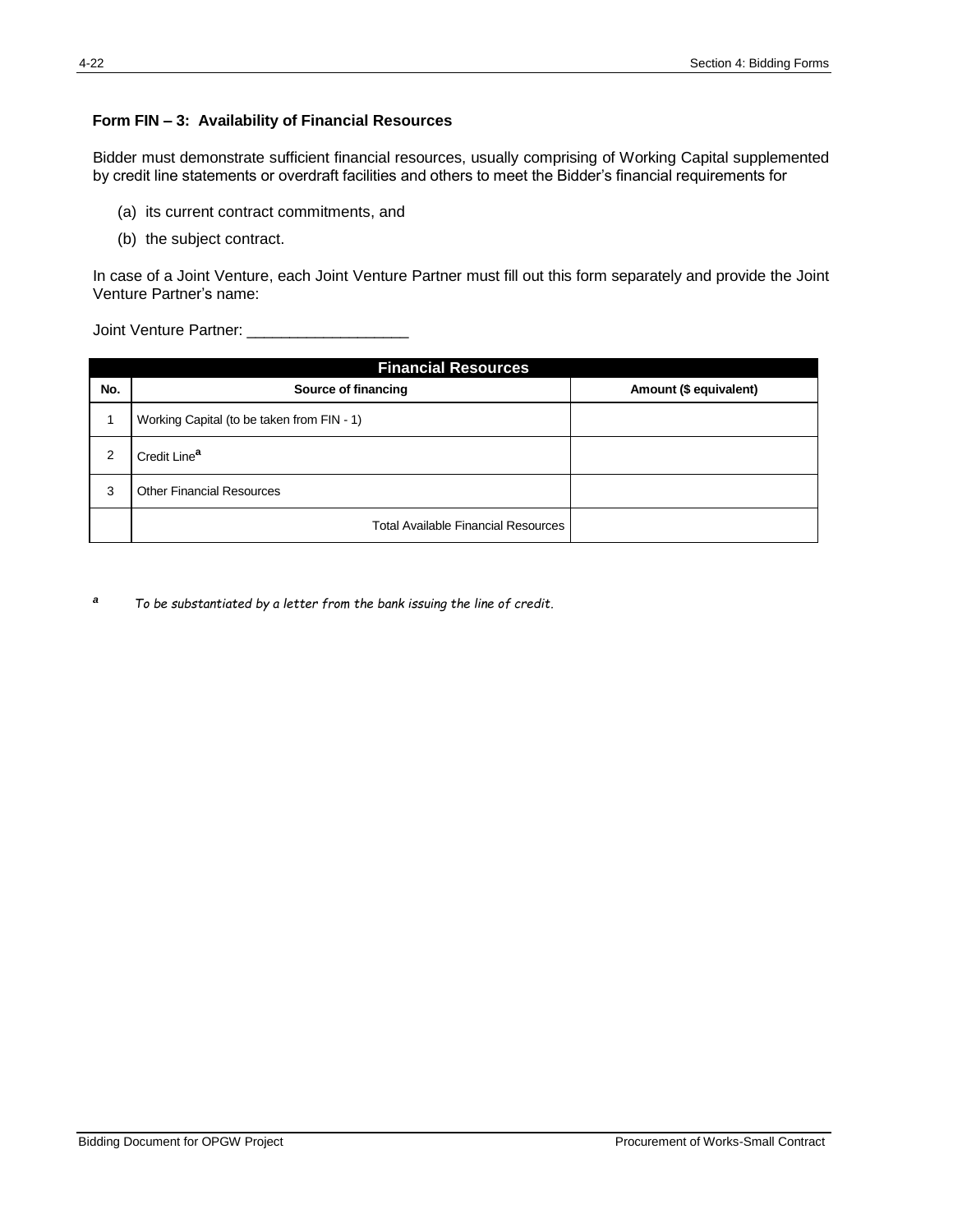### Form FIN – 3: Availability of Financial Resources

Bidder must demonstrate sufficient financial resources, usually comprising of Working Capital supplemented by credit line statements or overdraft facilities and others to meet the Bidder's financial requirements for

(a) its current contract commitments, and

(b) the subject contract.

In case of a Joint Venture, each Joint Venture Partner must fill out this form separately and provide the Joint Venture Partner's name:

Joint Venture Partner: ___________________

| Financial Resources | | |
|---|---|---|
| **No.** | **Source of financing** | **Amount ($ equivalent)** |
| 1 | Working Capital (to be taken from FIN - 1) | |
| 2 | Credit Line[a] | |
| 3 | Other Financial Resources | |
| | Total Available Financial Resources | |

[a] *To be substantiated by a letter from the bank issuing the line of credit.*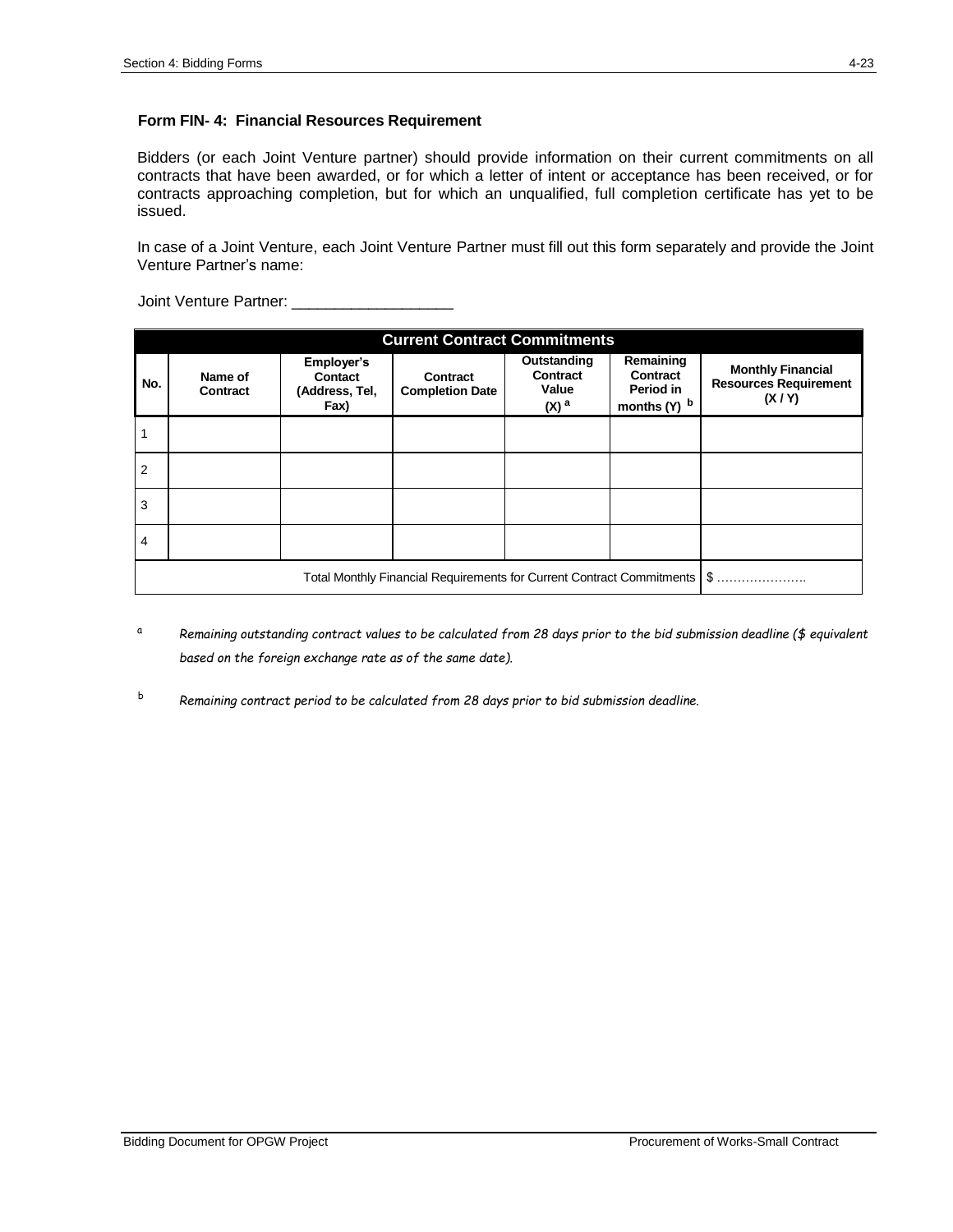**Form FIN- 4: Financial Resources Requirement**

Bidders (or each Joint Venture partner) should provide information on their current commitments on all contracts that have been awarded, or for which a letter of intent or acceptance has been received, or for contracts approaching completion, but for which an unqualified, full completion certificate has yet to be issued.

In case of a Joint Venture, each Joint Venture Partner must fill out this form separately and provide the Joint Venture Partner's name:

Joint Venture Partner: ___________________

| Current Contract Commitments | | | | | | |
|---|---|---|---|---|---|---|
| **No.** | **Name of Contract** | **Employer's Contact (Address, Tel, Fax)** | **Contract Completion Date** | **Outstanding Contract Value (X) [a]** | **Remaining Contract Period in months (Y) [b]** | **Monthly Financial Resources Requirement (X / Y)** |
| 1 | | | | | | |
| 2 | | | | | | |
| 3 | | | | | | |
| 4 | | | | | | |
| Total Monthly Financial Requirements for Current Contract Commitments | | | | | | $ …………………. |

[a] *Remaining outstanding contract values to be calculated from 28 days prior to the bid submission deadline ($ equivalent based on the foreign exchange rate as of the same date).*

[b] *Remaining contract period to be calculated from 28 days prior to bid submission deadline.*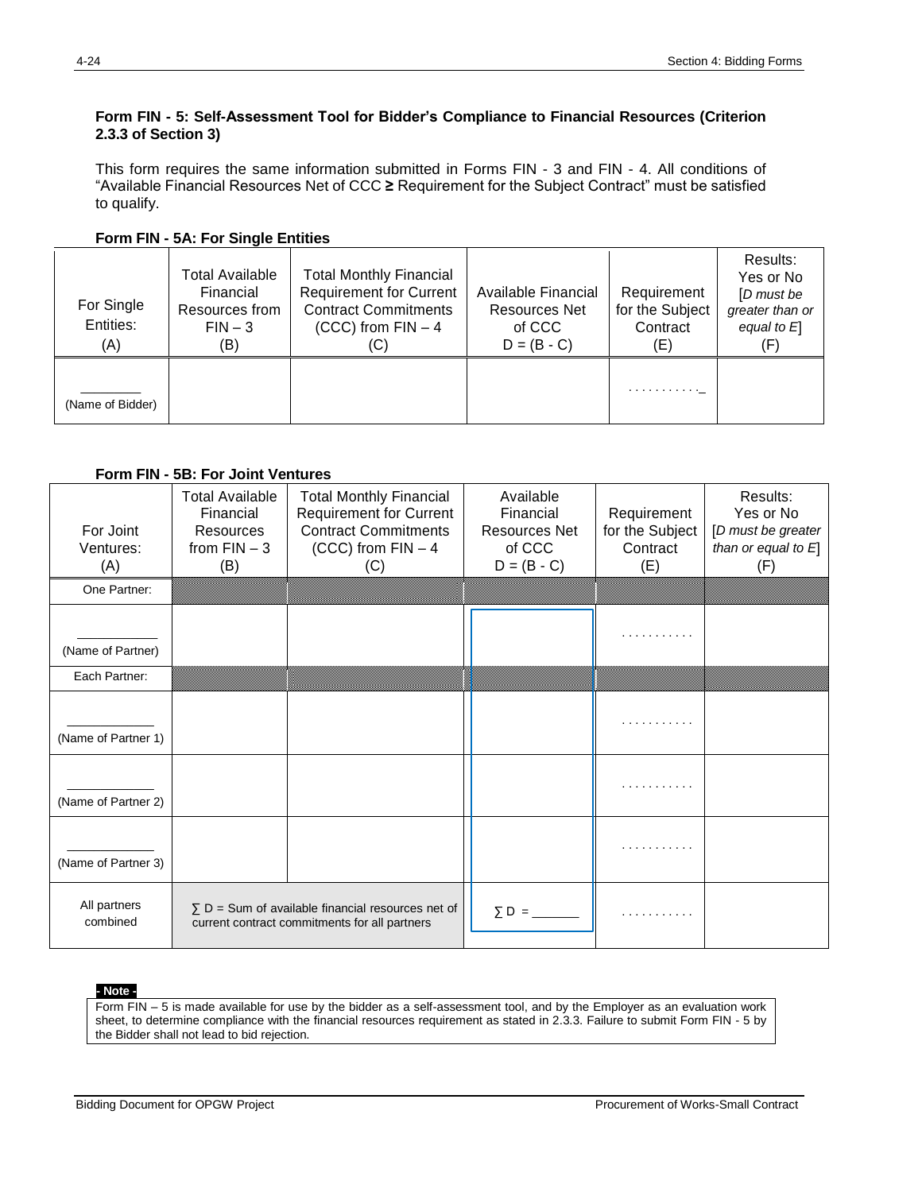**Form FIN - 5: Self-Assessment Tool for Bidder's Compliance to Financial Resources (Criterion 2.3.3 of Section 3)**

This form requires the same information submitted in Forms FIN - 3 and FIN - 4. All conditions of "Available Financial Resources Net of CCC ≥ Requirement for the Subject Contract" must be satisfied to qualify.

**Form FIN - 5A: For Single Entities**

| For Single Entities: (A) | Total Available Financial Resources from FIN – 3 (B) | Total Monthly Financial Requirement for Current Contract Commitments (CCC) from FIN – 4 (C) | Available Financial Resources Net of CCC D = (B - C) | Requirement for the Subject Contract (E) | Results: Yes or No [*D must be greater than or equal to E*] (F) |
|---|---|---|---|---|---|
| ________ (Name of Bidder) | | | | . . . . . . . . . ._ | |

**Form FIN - 5B: For Joint Ventures**

| For Joint Ventures: (A) | Total Available Financial Resources from FIN – 3 (B) | Total Monthly Financial Requirement for Current Contract Commitments (CCC) from FIN – 4 (C) | Available Financial Resources Net of CCC D = (B - C) | Requirement for the Subject Contract (E) | Results: Yes or No [*D must be greater than or equal to E*] (F) |
|---|---|---|---|---|---|
| One Partner: | | | | | |
| ___________ (Name of Partner) | | | | . . . . . . . . . . | |
| Each Partner: | | | | | |
| ___________ (Name of Partner 1) | | | | . . . . . . . . . . | |
| ___________ (Name of Partner 2) | | | | . . . . . . . . . . | |
| ___________ (Name of Partner 3) | | | | . . . . . . . . . . | |
| All partners combined | ∑ D = Sum of available financial resources net of current contract commitments for all partners | | ∑ D = _______ | . . . . . . . . . . | |

**- Note -**

Form FIN – 5 is made available for use by the bidder as a self-assessment tool, and by the Employer as an evaluation work sheet, to determine compliance with the financial resources requirement as stated in 2.3.3. Failure to submit Form FIN - 5 by the Bidder shall not lead to bid rejection.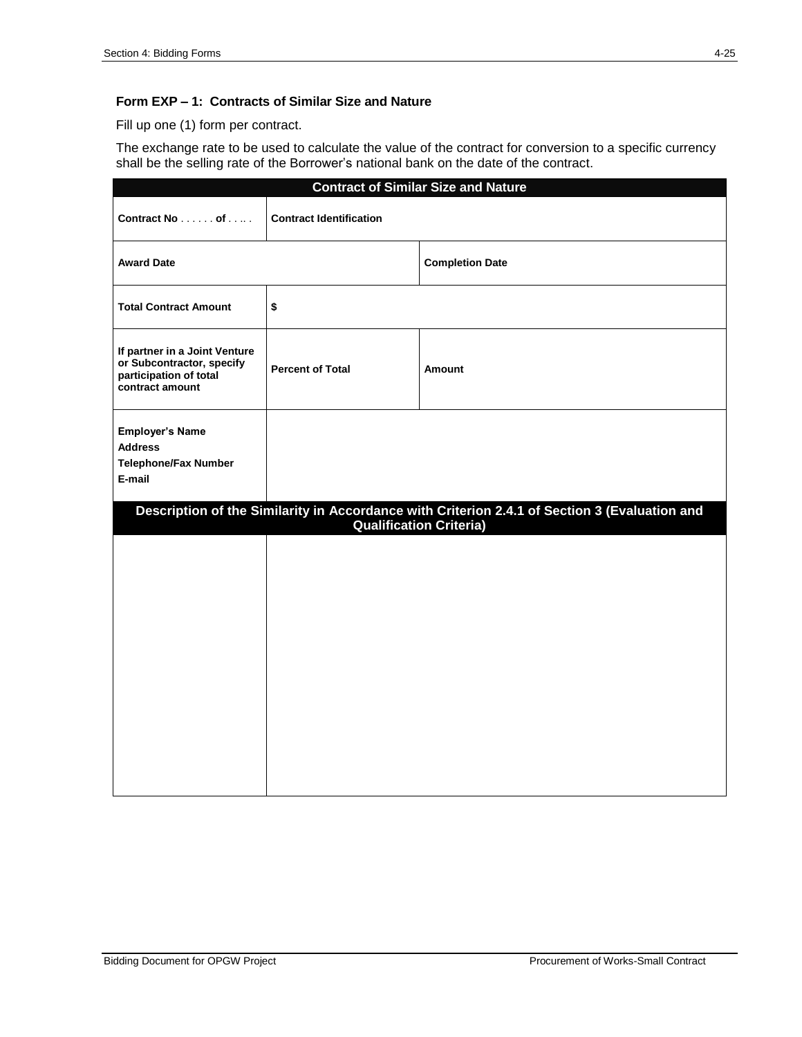### Form EXP – 1: Contracts of Similar Size and Nature

Fill up one (1) form per contract.

The exchange rate to be used to calculate the value of the contract for conversion to a specific currency shall be the selling rate of the Borrower's national bank on the date of the contract.

| Contract of Similar Size and Nature | | |
|---|---|---|
| **Contract No . . . . . . of . . .. .** | **Contract Identification** | |
| **Award Date** | | **Completion Date** |
| **Total Contract Amount** | **$** | |
| **If partner in a Joint Venture or Subcontractor, specify participation of total contract amount** | **Percent of Total** | **Amount** |
| **Employer's Name**<br>**Address**<br>**Telephone/Fax Number**<br>**E-mail** | | |
| **Description of the Similarity in Accordance with Criterion 2.4.1 of Section 3 (Evaluation and Qualification Criteria)** | | |
| | | |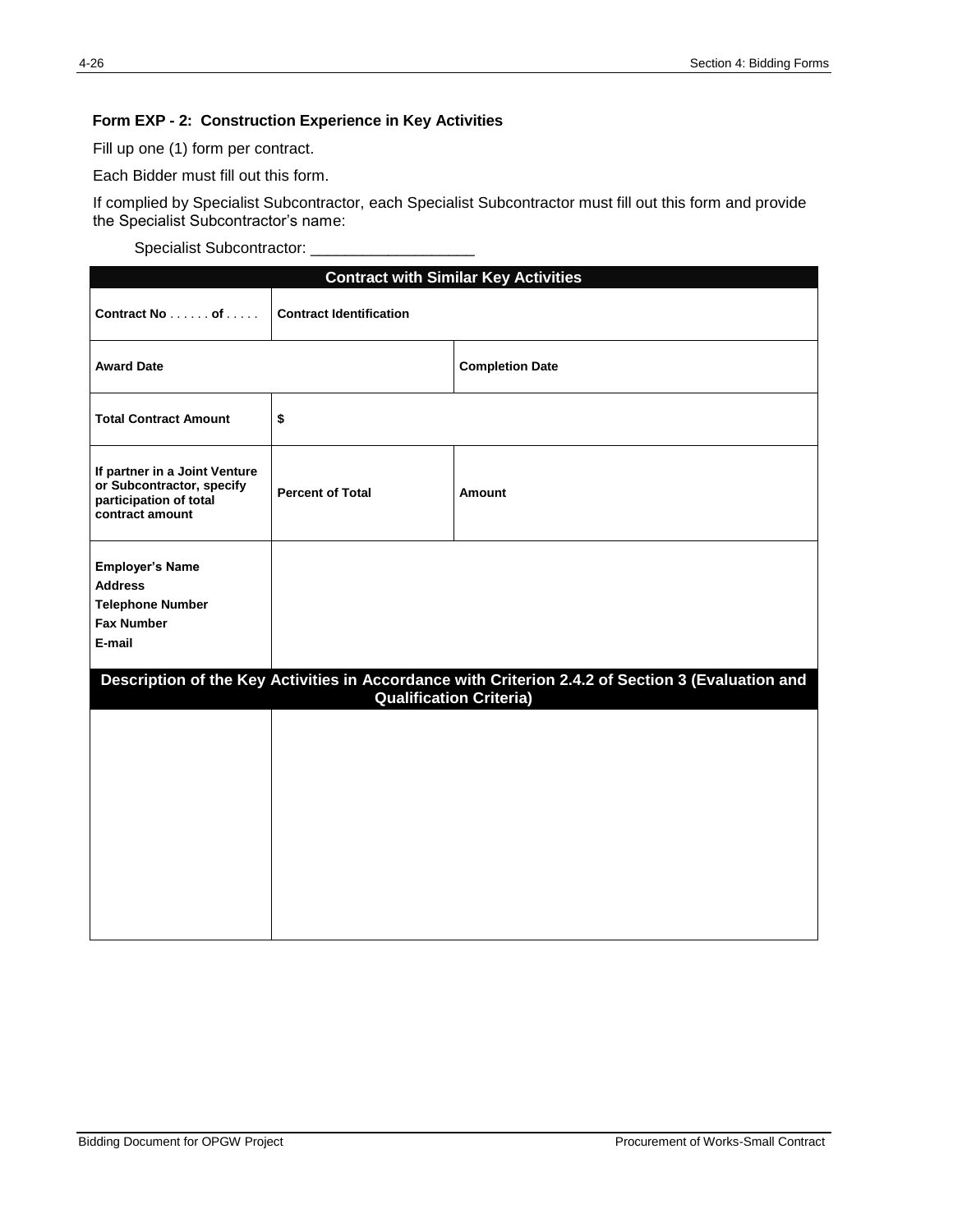**Form EXP - 2: Construction Experience in Key Activities**

Fill up one (1) form per contract.

Each Bidder must fill out this form.

If complied by Specialist Subcontractor, each Specialist Subcontractor must fill out this form and provide the Specialist Subcontractor's name:

Specialist Subcontractor: __________________

| Contract with Similar Key Activities | | |
|---|---|---|
| **Contract No . . . . . . of . . . . .** | **Contract Identification** | |
| **Award Date** | | **Completion Date** |
| **Total Contract Amount** | **$** | |
| **If partner in a Joint Venture or Subcontractor, specify participation of total contract amount** | **Percent of Total** | **Amount** |
| **Employer's Name**<br>**Address**<br>**Telephone Number**<br>**Fax Number**<br>**E-mail** | | |
| **Description of the Key Activities in Accordance with Criterion 2.4.2 of Section 3 (Evaluation and Qualification Criteria)** | | |
| | | |